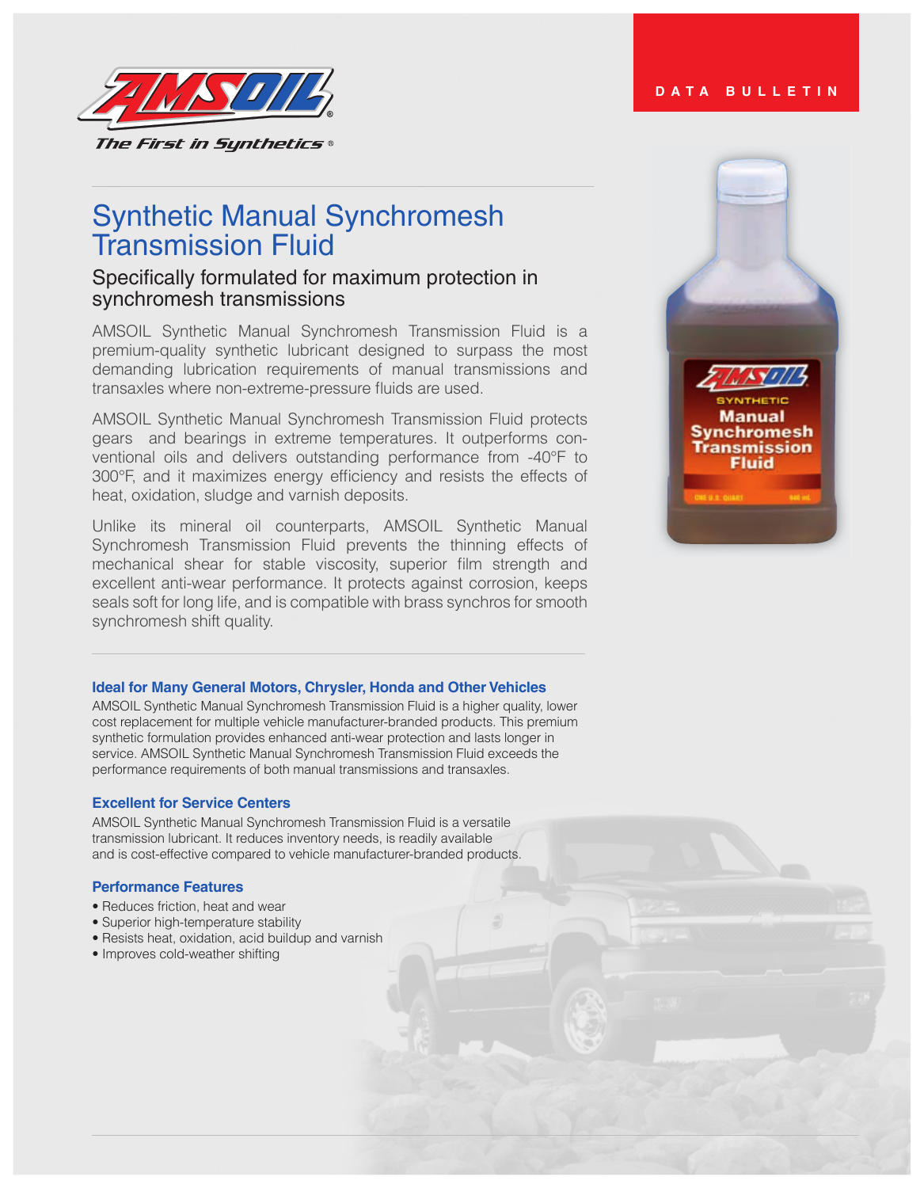AMSOIL

*The First in Synthetics®*

DATA BULLETIN

# Synthetic Manual Synchromesh Transmission Fluid

## Specifically formulated for maximum protection in synchromesh transmissions

AMSOIL Synthetic Manual Synchromesh Transmission Fluid is a premium-quality synthetic lubricant designed to surpass the most demanding lubrication requirements of manual transmissions and transaxles where non-extreme-pressure fluids are used.

AMSOIL Synthetic Manual Synchromesh Transmission Fluid protects gears and bearings in extreme temperatures. It outperforms conventional oils and delivers outstanding performance from -40°F to 300°F, and it maximizes energy efficiency and resists the effects of heat, oxidation, sludge and varnish deposits.

Unlike its mineral oil counterparts, AMSOIL Synthetic Manual Synchromesh Transmission Fluid prevents the thinning effects of mechanical shear for stable viscosity, superior film strength and excellent anti-wear performance. It protects against corrosion, keeps seals soft for long life, and is compatible with brass synchros for smooth synchromesh shift quality.

### Ideal for Many General Motors, Chrysler, Honda and Other Vehicles

AMSOIL Synthetic Manual Synchromesh Transmission Fluid is a higher quality, lower cost replacement for multiple vehicle manufacturer-branded products. This premium synthetic formulation provides enhanced anti-wear protection and lasts longer in service. AMSOIL Synthetic Manual Synchromesh Transmission Fluid exceeds the performance requirements of both manual transmissions and transaxles.

### Excellent for Service Centers

AMSOIL Synthetic Manual Synchromesh Transmission Fluid is a versatile transmission lubricant. It reduces inventory needs, is readily available and is cost-effective compared to vehicle manufacturer-branded products.

### Performance Features

- Reduces friction, heat and wear
- Superior high-temperature stability
- Resists heat, oxidation, acid buildup and varnish
- Improves cold-weather shifting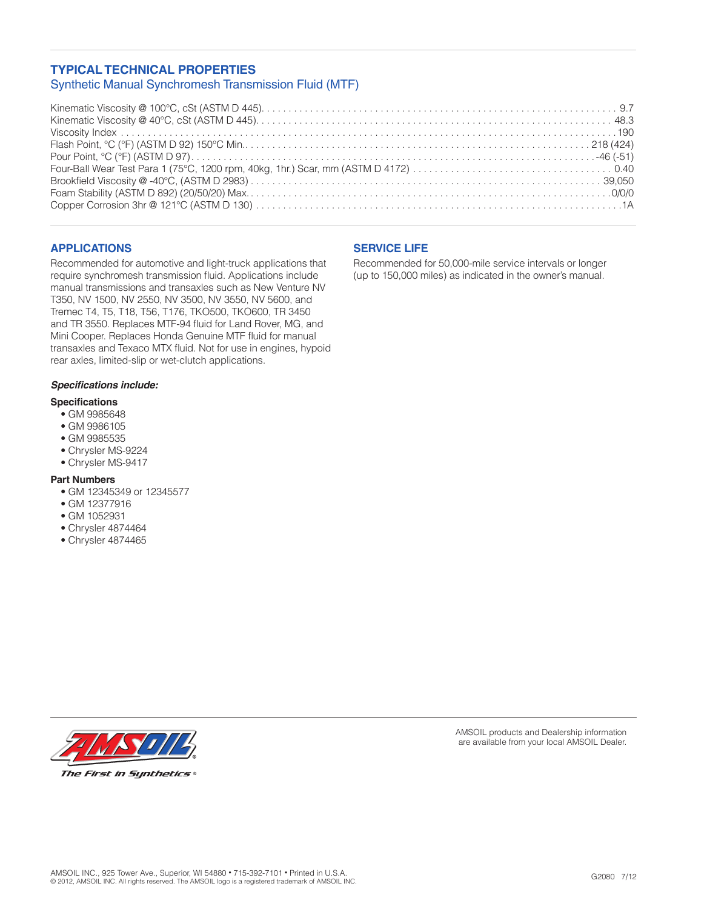## TYPICAL TECHNICAL PROPERTIES

### Synthetic Manual Synchromesh Transmission Fluid (MTF)

| | |
|---|---|
| Kinematic Viscosity @ 100°C, cSt (ASTM D 445) | 9.7 |
| Kinematic Viscosity @ 40°C, cSt (ASTM D 445) | 48.3 |
| Viscosity Index | 190 |
| Flash Point, °C (°F) (ASTM D 92) 150°C Min. | 218 (424) |
| Pour Point, °C (°F) (ASTM D 97) | -46 (-51) |
| Four-Ball Wear Test Para 1 (75°C, 1200 rpm, 40kg, 1hr.) Scar, mm (ASTM D 4172) | 0.40 |
| Brookfield Viscosity @ -40°C, (ASTM D 2983) | 39,050 |
| Foam Stability (ASTM D 892) (20/50/20) Max. | 0/0/0 |
| Copper Corrosion 3hr @ 121°C (ASTM D 130) | 1A |

## APPLICATIONS

Recommended for automotive and light-truck applications that require synchromesh transmission fluid. Applications include manual transmissions and transaxles such as New Venture NV T350, NV 1500, NV 2550, NV 3500, NV 3550, NV 5600, and Tremec T4, T5, T18, T56, T176, TKO500, TKO600, TR 3450 and TR 3550. Replaces MTF-94 fluid for Land Rover, MG, and Mini Cooper. Replaces Honda Genuine MTF fluid for manual transaxles and Texaco MTX fluid. Not for use in engines, hypoid rear axles, limited-slip or wet-clutch applications.

***Specifications include:***

**Specifications**

- GM 9985648
- GM 9986105
- GM 9985535
- Chrysler MS-9224
- Chrysler MS-9417

**Part Numbers**

- GM 12345349 or 12345577
- GM 12377916
- GM 1052931
- Chrysler 4874464
- Chrysler 4874465

## SERVICE LIFE

Recommended for 50,000-mile service intervals or longer (up to 150,000 miles) as indicated in the owner's manual.

AMSOIL

*The First in Synthetics*®

AMSOIL products and Dealership information are available from your local AMSOIL Dealer.

AMSOIL INC., 925 Tower Ave., Superior, WI 54880 • 715-392-7101 • Printed in U.S.A.
© 2012, AMSOIL INC. All rights reserved. The AMSOIL logo is a registered trademark of AMSOIL INC.

G2080 7/12